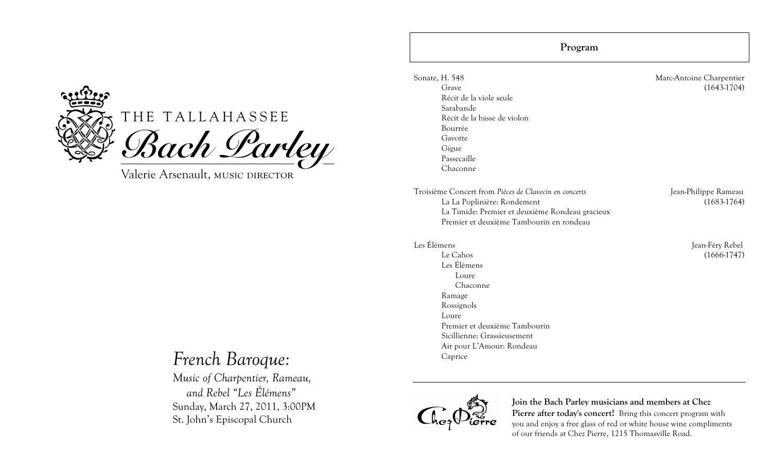# THE TALLAHASSEE *Bach Parley*

Valerie Arsenault, MUSIC DIRECTOR

## *French Baroque:*

*Music of Charpentier, Rameau, and Rebel "Les Élémens"*

Sunday, March 27, 2011, 3:00PM

St. John's Episcopal Church

---

**Program**

Sonate, H. 548 — Marc-Antoine Charpentier (1643-1704)

- Grave
- Récit de la viole seule
- Sarabande
- Récit de la basse de violon
- Bourrée
- Gavotte
- Gigue
- Passecaille
- Chaconne

Troisième Concert from *Pièces de Clavecin en concerts* — Jean-Philippe Rameau (1683-1764)

- La La Poplinière: Rondement
- La Timide: Premier et deuxième Rondeau gracieux
- Premier et deuxième Tambourin en rondeau

Les Élémens — Jean-Féry Rebel (1666-1747)

- Le Cahos
- Les Élémens
  - Loure
  - Chaconne
- Ramage
- Rossignols
- Loure
- Premier et deuxième Tambourin
- Sicillienne: Grassieusement
- Air pour L'Amour: Rondeau
- Caprice

---

Chez Pierre

**Join the Bach Parley musicians and members at Chez Pierre after today's concert!** Bring this concert program with you and enjoy a free glass of red or white house wine compliments of our friends at Chez Pierre, 1215 Thomasville Road.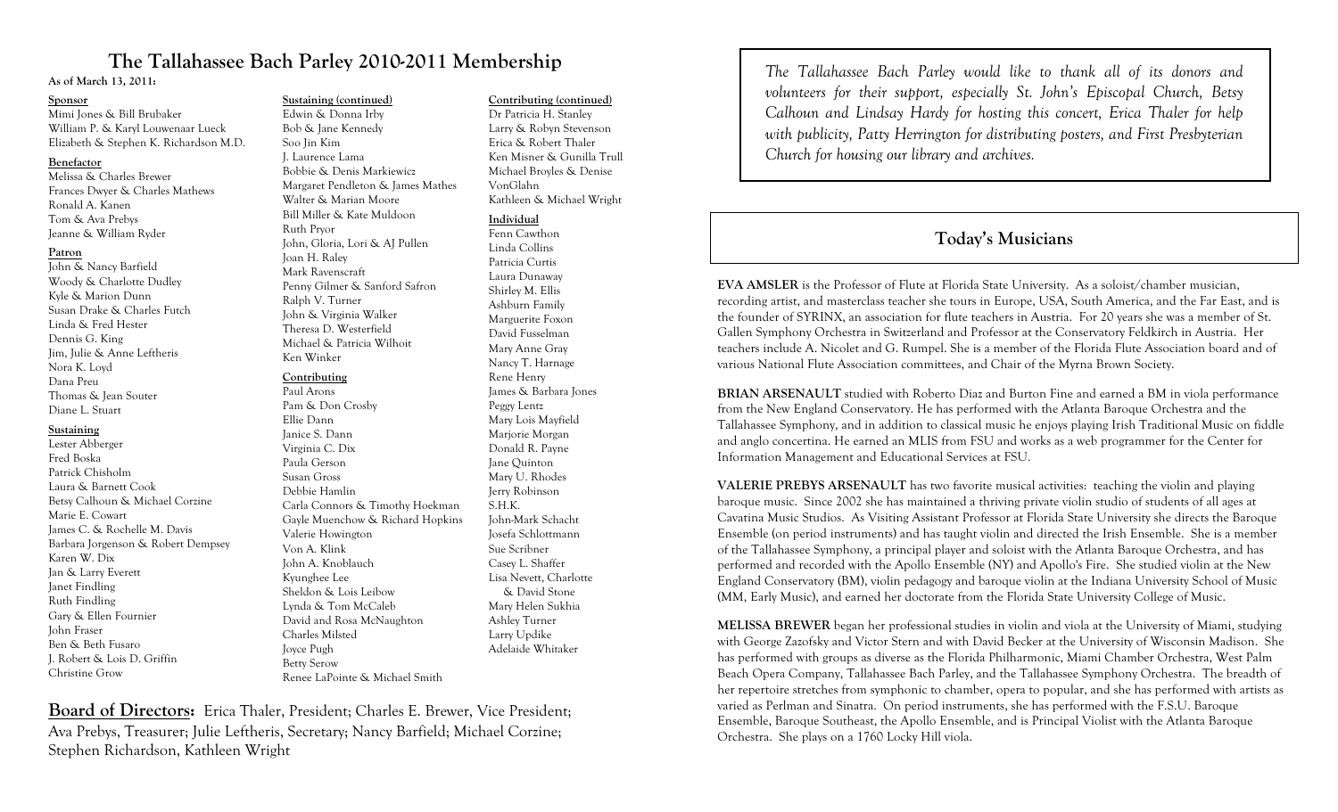# The Tallahassee Bach Parley 2010-2011 Membership

**As of March 13, 2011:**

**Sponsor**

Mimi Jones & Bill Brubaker
William P. & Karyl Louwenaar Lueck
Elizabeth & Stephen K. Richardson M.D.

**Benefactor**

Melissa & Charles Brewer
Frances Dwyer & Charles Mathews
Ronald A. Kanen
Tom & Ava Prebys
Jeanne & William Ryder

**Patron**

John & Nancy Barfield
Woody & Charlotte Dudley
Kyle & Marion Dunn
Susan Drake & Charles Futch
Linda & Fred Hester
Dennis G. King
Jim, Julie & Anne Leftheris
Nora K. Loyd
Dana Preu
Thomas & Jean Souter
Diane L. Stuart

**Sustaining**

Lester Abberger
Fred Boska
Patrick Chisholm
Laura & Barnett Cook
Betsy Calhoun & Michael Corzine
Marie E. Cowart
James C. & Rochelle M. Davis
Barbara Jorgenson & Robert Dempsey
Karen W. Dix
Jan & Larry Everett
Janet Findling
Ruth Findling
Gary & Ellen Fournier
John Fraser
Ben & Beth Fusaro
J. Robert & Lois D. Griffin
Christine Grow

**Sustaining (continued)**

Edwin & Donna Irby
Bob & Jane Kennedy
Soo Jin Kim
J. Laurence Lama
Bobbie & Denis Markiewicz
Margaret Pendleton & James Mathes
Walter & Marian Moore
Bill Miller & Kate Muldoon
Ruth Pryor
John, Gloria, Lori & AJ Pullen
Joan H. Raley
Mark Ravenscraft
Penny Gilmer & Sanford Safron
Ralph V. Turner
John & Virginia Walker
Theresa D. Westerfield
Michael & Patricia Wilhoit
Ken Winker

**Contributing**

Paul Arons
Pam & Don Crosby
Ellie Dann
Janice S. Dann
Virginia C. Dix
Paula Gerson
Susan Gross
Debbie Hamlin
Carla Connors & Timothy Hoekman
Gayle Muenchow & Richard Hopkins
Valerie Howington
Von A. Klink
John A. Knoblauch
Kyunghee Lee
Sheldon & Lois Leibow
Lynda & Tom McCaleb
David and Rosa McNaughton
Charles Milsted
Joyce Pugh
Betty Serow
Renee LaPointe & Michael Smith

**Contributing (continued)**

Dr Patricia H. Stanley
Larry & Robyn Stevenson
Erica & Robert Thaler
Ken Misner & Gunilla Trull
Michael Broyles & Denise VonGlahn
Kathleen & Michael Wright

**Individual**

Fenn Cawthon
Linda Collins
Patricia Curtis
Laura Dunaway
Shirley M. Ellis
Ashburn Family
Marguerite Foxon
David Fusselman
Mary Anne Gray
Nancy T. Harnage
Rene Henry
James & Barbara Jones
Peggy Lentz
Mary Lois Mayfield
Marjorie Morgan
Donald R. Payne
Jane Quinton
Mary U. Rhodes
Jerry Robinson
S.H.K.
John-Mark Schacht
Josefa Schlottmann
Sue Scribner
Casey L. Shaffer
Lisa Nevett, Charlotte & David Stone
Mary Helen Sukhia
Ashley Turner
Larry Updike
Adelaide Whitaker

**Board of Directors:** Erica Thaler, President; Charles E. Brewer, Vice President; Ava Prebys, Treasurer; Julie Leftheris, Secretary; Nancy Barfield; Michael Corzine; Stephen Richardson, Kathleen Wright

*The Tallahassee Bach Parley would like to thank all of its donors and volunteers for their support, especially St. John's Episcopal Church, Betsy Calhoun and Lindsay Hardy for hosting this concert, Erica Thaler for help with publicity, Patty Herrington for distributing posters, and First Presbyterian Church for housing our library and archives.*

## Today's Musicians

**EVA AMSLER** is the Professor of Flute at Florida State University. As a soloist/chamber musician, recording artist, and masterclass teacher she tours in Europe, USA, South America, and the Far East, and is the founder of SYRINX, an association for flute teachers in Austria. For 20 years she was a member of St. Gallen Symphony Orchestra in Switzerland and Professor at the Conservatory Feldkirch in Austria. Her teachers include A. Nicolet and G. Rumpel. She is a member of the Florida Flute Association board and of various National Flute Association committees, and Chair of the Myrna Brown Society.

**BRIAN ARSENAULT** studied with Roberto Diaz and Burton Fine and earned a BM in viola performance from the New England Conservatory. He has performed with the Atlanta Baroque Orchestra and the Tallahassee Symphony, and in addition to classical music he enjoys playing Irish Traditional Music on fiddle and anglo concertina. He earned an MLIS from FSU and works as a web programmer for the Center for Information Management and Educational Services at FSU.

**VALERIE PREBYS ARSENAULT** has two favorite musical activities: teaching the violin and playing baroque music. Since 2002 she has maintained a thriving private violin studio of students of all ages at Cavatina Music Studios. As Visiting Assistant Professor at Florida State University she directs the Baroque Ensemble (on period instruments) and has taught violin and directed the Irish Ensemble. She is a member of the Tallahassee Symphony, a principal player and soloist with the Atlanta Baroque Orchestra, and has performed and recorded with the Apollo Ensemble (NY) and Apollo's Fire. She studied violin at the New England Conservatory (BM), violin pedagogy and baroque violin at the Indiana University School of Music (MM, Early Music), and earned her doctorate from the Florida State University College of Music.

**MELISSA BREWER** began her professional studies in violin and viola at the University of Miami, studying with George Zazofsky and Victor Stern and with David Becker at the University of Wisconsin Madison. She has performed with groups as diverse as the Florida Philharmonic, Miami Chamber Orchestra, West Palm Beach Opera Company, Tallahassee Bach Parley, and the Tallahassee Symphony Orchestra. The breadth of her repertoire stretches from symphonic to chamber, opera to popular, and she has performed with artists as varied as Perlman and Sinatra. On period instruments, she has performed with the F.S.U. Baroque Ensemble, Baroque Southeast, the Apollo Ensemble, and is Principal Violist with the Atlanta Baroque Orchestra. She plays on a 1760 Locky Hill viola.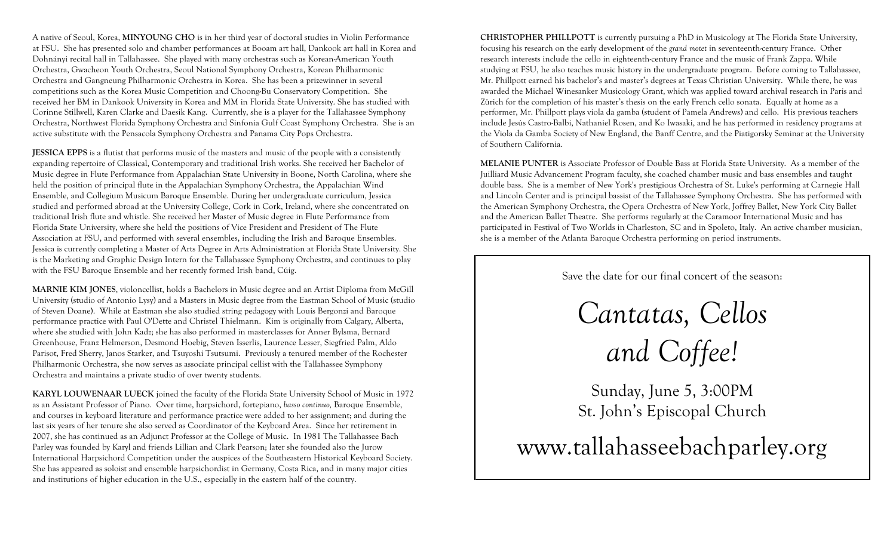A native of Seoul, Korea, **MINYOUNG CHO** is in her third year of doctoral studies in Violin Performance at FSU. She has presented solo and chamber performances at Booam art hall, Dankook art hall in Korea and Dohnányi recital hall in Tallahassee. She played with many orchestras such as Korean-American Youth Orchestra, Gwacheon Youth Orchestra, Seoul National Symphony Orchestra, Korean Philharmonic Orchestra and Gangneung Philharmonic Orchestra in Korea. She has been a prizewinner in several competitions such as the Korea Music Competition and Choong-Bu Conservatory Competition. She received her BM in Dankook University in Korea and MM in Florida State University. She has studied with Corinne Stillwell, Karen Clarke and Daesik Kang. Currently, she is a player for the Tallahassee Symphony Orchestra, Northwest Florida Symphony Orchestra and Sinfonia Gulf Coast Symphony Orchestra. She is an active substitute with the Pensacola Symphony Orchestra and Panama City Pops Orchestra.

**JESSICA EPPS** is a flutist that performs music of the masters and music of the people with a consistently expanding repertoire of Classical, Contemporary and traditional Irish works. She received her Bachelor of Music degree in Flute Performance from Appalachian State University in Boone, North Carolina, where she held the position of principal flute in the Appalachian Symphony Orchestra, the Appalachian Wind Ensemble, and Collegium Musicum Baroque Ensemble. During her undergraduate curriculum, Jessica studied and performed abroad at the University College, Cork in Cork, Ireland, where she concentrated on traditional Irish flute and whistle. She received her Master of Music degree in Flute Performance from Florida State University, where she held the positions of Vice President and President of The Flute Association at FSU, and performed with several ensembles, including the Irish and Baroque Ensembles. Jessica is currently completing a Master of Arts Degree in Arts Administration at Florida State University. She is the Marketing and Graphic Design Intern for the Tallahassee Symphony Orchestra, and continues to play with the FSU Baroque Ensemble and her recently formed Irish band, Cúig.

**MARNIE KIM JONES**, violoncellist, holds a Bachelors in Music degree and an Artist Diploma from McGill University (studio of Antonio Lysy) and a Masters in Music degree from the Eastman School of Music (studio of Steven Doane). While at Eastman she also studied string pedagogy with Louis Bergonzi and Baroque performance practice with Paul O'Dette and Christel Thielmann. Kim is originally from Calgary, Alberta, where she studied with John Kadz; she has also performed in masterclasses for Anner Bylsma, Bernard Greenhouse, Franz Helmerson, Desmond Hoebig, Steven Isserlis, Laurence Lesser, Siegfried Palm, Aldo Parisot, Fred Sherry, Janos Starker, and Tsuyoshi Tsutsumi. Previously a tenured member of the Rochester Philharmonic Orchestra, she now serves as associate principal cellist with the Tallahassee Symphony Orchestra and maintains a private studio of over twenty students.

**KARYL LOUWENAAR LUECK** joined the faculty of the Florida State University School of Music in 1972 as an Assistant Professor of Piano. Over time, harpsichord, fortepiano, *basso continuo,* Baroque Ensemble, and courses in keyboard literature and performance practice were added to her assignment; and during the last six years of her tenure she also served as Coordinator of the Keyboard Area. Since her retirement in 2007, she has continued as an Adjunct Professor at the College of Music. In 1981 The Tallahassee Bach Parley was founded by Karyl and friends Lillian and Clark Pearson; later she founded also the Jurow International Harpsichord Competition under the auspices of the Southeastern Historical Keyboard Society. She has appeared as soloist and ensemble harpsichordist in Germany, Costa Rica, and in many major cities and institutions of higher education in the U.S., especially in the eastern half of the country.

**CHRISTOPHER PHILLPOTT** is currently pursuing a PhD in Musicology at The Florida State University, focusing his research on the early development of the *grand motet* in seventeenth-century France. Other research interests include the cello in eighteenth-century France and the music of Frank Zappa. While studying at FSU, he also teaches music history in the undergraduate program. Before coming to Tallahassee, Mr. Phillpott earned his bachelor's and master's degrees at Texas Christian University. While there, he was awarded the Michael Winesanker Musicology Grant, which was applied toward archival research in Paris and Zürich for the completion of his master's thesis on the early French cello sonata. Equally at home as a performer, Mr. Phillpott plays viola da gamba (student of Pamela Andrews) and cello. His previous teachers include Jesús Castro-Balbi, Nathaniel Rosen, and Ko Iwasaki, and he has performed in residency programs at the Viola da Gamba Society of New England, the Banff Centre, and the Piatigorsky Seminar at the University of Southern California.

**MELANIE PUNTER** is Associate Professor of Double Bass at Florida State University. As a member of the Juilliard Music Advancement Program faculty, she coached chamber music and bass ensembles and taught double bass. She is a member of New York's prestigious Orchestra of St. Luke's performing at Carnegie Hall and Lincoln Center and is principal bassist of the Tallahassee Symphony Orchestra. She has performed with the American Symphony Orchestra, the Opera Orchestra of New York, Joffrey Ballet, New York City Ballet and the American Ballet Theatre. She performs regularly at the Caramoor International Music and has participated in Festival of Two Worlds in Charleston, SC and in Spoleto, Italy. An active chamber musician, she is a member of the Atlanta Baroque Orchestra performing on period instruments.

Save the date for our final concert of the season:

# *Cantatas, Cellos and Coffee!*

Sunday, June 5, 3:00PM
St. John's Episcopal Church

www.tallahasseebachparley.org